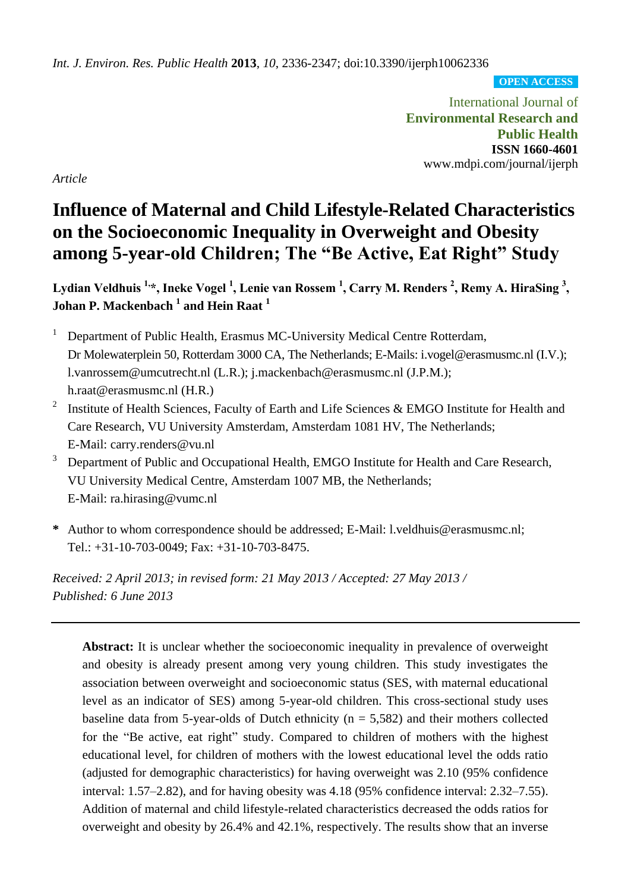*Int. J. Environ. Res. Public Health* **2013**, *10*, 2336-2347; doi:10.3390/ijerph10062336

**OPEN ACCESS**

International Journal of
**Environmental Research and Public Health**
**ISSN 1660-4601**
www.mdpi.com/journal/ijerph

*Article*

# Influence of Maternal and Child Lifestyle-Related Characteristics on the Socioeconomic Inequality in Overweight and Obesity among 5-year-old Children; The "Be Active, Eat Right" Study

**Lydian Veldhuis [1,*], Ineke Vogel [1], Lenie van Rossem [1], Carry M. Renders [2], Remy A. HiraSing [3], Johan P. Mackenbach [1] and Hein Raat [1]**

[1] Department of Public Health, Erasmus MC-University Medical Centre Rotterdam, Dr Molewaterplein 50, Rotterdam 3000 CA, The Netherlands; E-Mails: i.vogel@erasmusmc.nl (I.V.); l.vanrossem@umcutrecht.nl (L.R.); j.mackenbach@erasmusmc.nl (J.P.M.); h.raat@erasmusmc.nl (H.R.)

[2] Institute of Health Sciences, Faculty of Earth and Life Sciences & EMGO Institute for Health and Care Research, VU University Amsterdam, Amsterdam 1081 HV, The Netherlands; E-Mail: carry.renders@vu.nl

[3] Department of Public and Occupational Health, EMGO Institute for Health and Care Research, VU University Medical Centre, Amsterdam 1007 MB, the Netherlands; E-Mail: ra.hirasing@vumc.nl

\* Author to whom correspondence should be addressed; E-Mail: l.veldhuis@erasmusmc.nl; Tel.: +31-10-703-0049; Fax: +31-10-703-8475.

*Received: 2 April 2013; in revised form: 21 May 2013 / Accepted: 27 May 2013 / Published: 6 June 2013*

---

**Abstract:** It is unclear whether the socioeconomic inequality in prevalence of overweight and obesity is already present among very young children. This study investigates the association between overweight and socioeconomic status (SES, with maternal educational level as an indicator of SES) among 5-year-old children. This cross-sectional study uses baseline data from 5-year-olds of Dutch ethnicity (n = 5,582) and their mothers collected for the "Be active, eat right" study. Compared to children of mothers with the highest educational level, for children of mothers with the lowest educational level the odds ratio (adjusted for demographic characteristics) for having overweight was 2.10 (95% confidence interval: 1.57–2.82), and for having obesity was 4.18 (95% confidence interval: 2.32–7.55). Addition of maternal and child lifestyle-related characteristics decreased the odds ratios for overweight and obesity by 26.4% and 42.1%, respectively. The results show that an inverse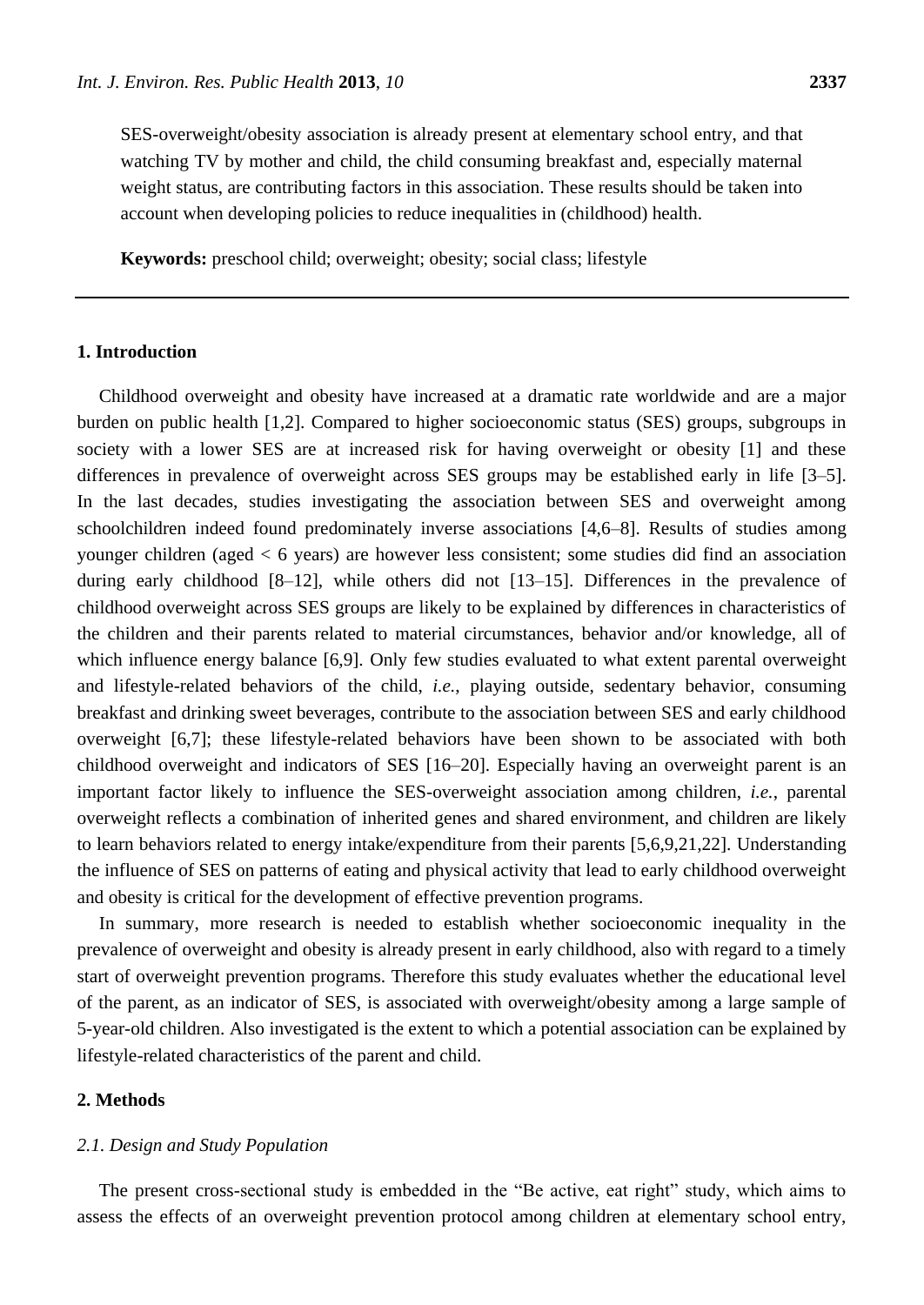SES-overweight/obesity association is already present at elementary school entry, and that watching TV by mother and child, the child consuming breakfast and, especially maternal weight status, are contributing factors in this association. These results should be taken into account when developing policies to reduce inequalities in (childhood) health.

**Keywords:** preschool child; overweight; obesity; social class; lifestyle

## 1. Introduction

Childhood overweight and obesity have increased at a dramatic rate worldwide and are a major burden on public health [1,2]. Compared to higher socioeconomic status (SES) groups, subgroups in society with a lower SES are at increased risk for having overweight or obesity [1] and these differences in prevalence of overweight across SES groups may be established early in life [3–5]. In the last decades, studies investigating the association between SES and overweight among schoolchildren indeed found predominately inverse associations [4,6–8]. Results of studies among younger children (aged < 6 years) are however less consistent; some studies did find an association during early childhood [8–12], while others did not [13–15]. Differences in the prevalence of childhood overweight across SES groups are likely to be explained by differences in characteristics of the children and their parents related to material circumstances, behavior and/or knowledge, all of which influence energy balance [6,9]. Only few studies evaluated to what extent parental overweight and lifestyle-related behaviors of the child, *i.e.*, playing outside, sedentary behavior, consuming breakfast and drinking sweet beverages, contribute to the association between SES and early childhood overweight [6,7]; these lifestyle-related behaviors have been shown to be associated with both childhood overweight and indicators of SES [16–20]. Especially having an overweight parent is an important factor likely to influence the SES-overweight association among children, *i.e.*, parental overweight reflects a combination of inherited genes and shared environment, and children are likely to learn behaviors related to energy intake/expenditure from their parents [5,6,9,21,22]. Understanding the influence of SES on patterns of eating and physical activity that lead to early childhood overweight and obesity is critical for the development of effective prevention programs.

In summary, more research is needed to establish whether socioeconomic inequality in the prevalence of overweight and obesity is already present in early childhood, also with regard to a timely start of overweight prevention programs. Therefore this study evaluates whether the educational level of the parent, as an indicator of SES, is associated with overweight/obesity among a large sample of 5-year-old children. Also investigated is the extent to which a potential association can be explained by lifestyle-related characteristics of the parent and child.

## 2. Methods

### *2.1. Design and Study Population*

The present cross-sectional study is embedded in the "Be active, eat right" study, which aims to assess the effects of an overweight prevention protocol among children at elementary school entry,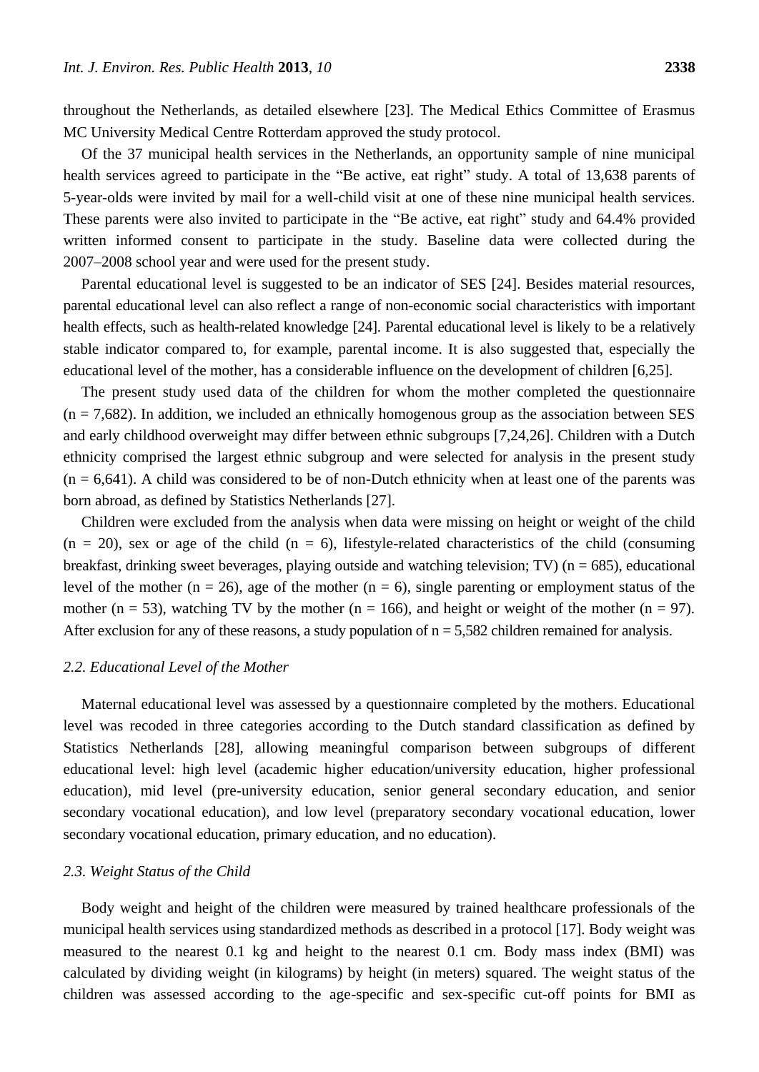throughout the Netherlands, as detailed elsewhere [23]. The Medical Ethics Committee of Erasmus MC University Medical Centre Rotterdam approved the study protocol.

Of the 37 municipal health services in the Netherlands, an opportunity sample of nine municipal health services agreed to participate in the "Be active, eat right" study. A total of 13,638 parents of 5-year-olds were invited by mail for a well-child visit at one of these nine municipal health services. These parents were also invited to participate in the "Be active, eat right" study and 64.4% provided written informed consent to participate in the study. Baseline data were collected during the 2007–2008 school year and were used for the present study.

Parental educational level is suggested to be an indicator of SES [24]. Besides material resources, parental educational level can also reflect a range of non-economic social characteristics with important health effects, such as health-related knowledge [24]. Parental educational level is likely to be a relatively stable indicator compared to, for example, parental income. It is also suggested that, especially the educational level of the mother, has a considerable influence on the development of children [6,25].

The present study used data of the children for whom the mother completed the questionnaire (n = 7,682). In addition, we included an ethnically homogenous group as the association between SES and early childhood overweight may differ between ethnic subgroups [7,24,26]. Children with a Dutch ethnicity comprised the largest ethnic subgroup and were selected for analysis in the present study (n = 6,641). A child was considered to be of non-Dutch ethnicity when at least one of the parents was born abroad, as defined by Statistics Netherlands [27].

Children were excluded from the analysis when data were missing on height or weight of the child (n = 20), sex or age of the child (n = 6), lifestyle-related characteristics of the child (consuming breakfast, drinking sweet beverages, playing outside and watching television; TV) (n = 685), educational level of the mother (n = 26), age of the mother (n = 6), single parenting or employment status of the mother (n = 53), watching TV by the mother (n = 166), and height or weight of the mother (n = 97). After exclusion for any of these reasons, a study population of n = 5,582 children remained for analysis.

### *2.2. Educational Level of the Mother*

Maternal educational level was assessed by a questionnaire completed by the mothers. Educational level was recoded in three categories according to the Dutch standard classification as defined by Statistics Netherlands [28], allowing meaningful comparison between subgroups of different educational level: high level (academic higher education/university education, higher professional education), mid level (pre-university education, senior general secondary education, and senior secondary vocational education), and low level (preparatory secondary vocational education, lower secondary vocational education, primary education, and no education).

### *2.3. Weight Status of the Child*

Body weight and height of the children were measured by trained healthcare professionals of the municipal health services using standardized methods as described in a protocol [17]. Body weight was measured to the nearest 0.1 kg and height to the nearest 0.1 cm. Body mass index (BMI) was calculated by dividing weight (in kilograms) by height (in meters) squared. The weight status of the children was assessed according to the age-specific and sex-specific cut-off points for BMI as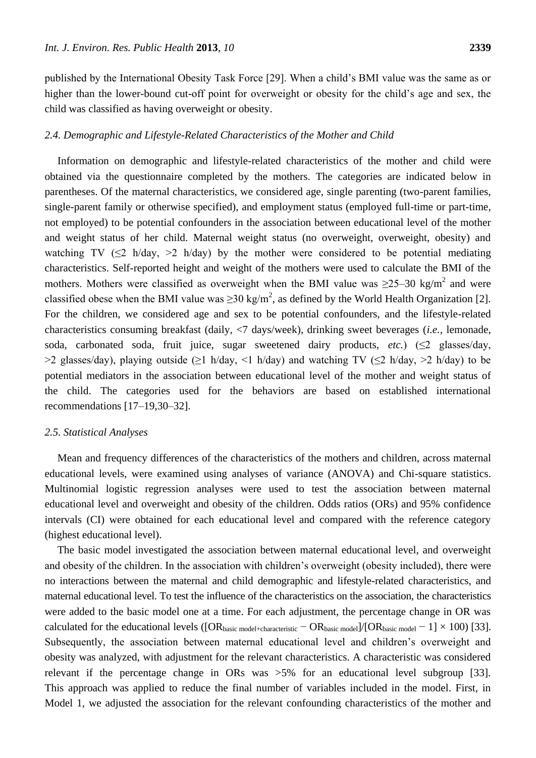published by the International Obesity Task Force [29]. When a child's BMI value was the same as or higher than the lower-bound cut-off point for overweight or obesity for the child's age and sex, the child was classified as having overweight or obesity.

### 2.4. Demographic and Lifestyle-Related Characteristics of the Mother and Child

Information on demographic and lifestyle-related characteristics of the mother and child were obtained via the questionnaire completed by the mothers. The categories are indicated below in parentheses. Of the maternal characteristics, we considered age, single parenting (two-parent families, single-parent family or otherwise specified), and employment status (employed full-time or part-time, not employed) to be potential confounders in the association between educational level of the mother and weight status of her child. Maternal weight status (no overweight, overweight, obesity) and watching TV ($\leq$2 h/day, >2 h/day) by the mother were considered to be potential mediating characteristics. Self-reported height and weight of the mothers were used to calculate the BMI of the mothers. Mothers were classified as overweight when the BMI value was $\geq$25–30 kg/m$^2$ and were classified obese when the BMI value was $\geq$30 kg/m$^2$, as defined by the World Health Organization [2]. For the children, we considered age and sex to be potential confounders, and the lifestyle-related characteristics consuming breakfast (daily, <7 days/week), drinking sweet beverages (*i.e.*, lemonade, soda, carbonated soda, fruit juice, sugar sweetened dairy products, *etc.*) ($\leq$2 glasses/day, >2 glasses/day), playing outside ($\geq$1 h/day, <1 h/day) and watching TV ($\leq$2 h/day, >2 h/day) to be potential mediators in the association between educational level of the mother and weight status of the child. The categories used for the behaviors are based on established international recommendations [17–19,30–32].

### 2.5. Statistical Analyses

Mean and frequency differences of the characteristics of the mothers and children, across maternal educational levels, were examined using analyses of variance (ANOVA) and Chi-square statistics. Multinomial logistic regression analyses were used to test the association between maternal educational level and overweight and obesity of the children. Odds ratios (ORs) and 95% confidence intervals (CI) were obtained for each educational level and compared with the reference category (highest educational level).

The basic model investigated the association between maternal educational level, and overweight and obesity of the children. In the association with children's overweight (obesity included), there were no interactions between the maternal and child demographic and lifestyle-related characteristics, and maternal educational level. To test the influence of the characteristics on the association, the characteristics were added to the basic model one at a time. For each adjustment, the percentage change in OR was calculated for the educational levels ($[OR_{basic\ model+characteristic} - OR_{basic\ model}]/[OR_{basic\ model} - 1] \times 100$) [33]. Subsequently, the association between maternal educational level and children's overweight and obesity was analyzed, with adjustment for the relevant characteristics. A characteristic was considered relevant if the percentage change in ORs was >5% for an educational level subgroup [33]. This approach was applied to reduce the final number of variables included in the model. First, in Model 1, we adjusted the association for the relevant confounding characteristics of the mother and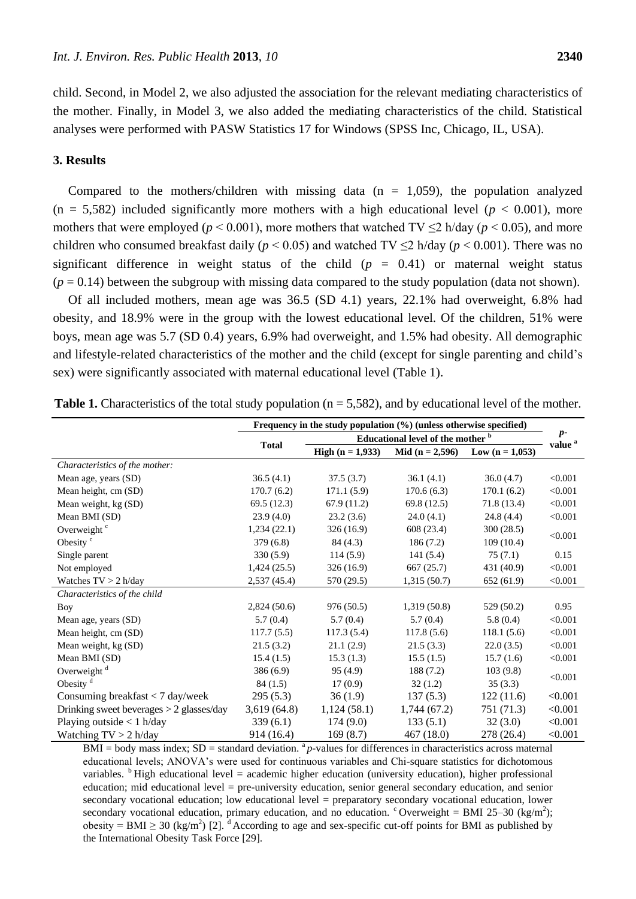child. Second, in Model 2, we also adjusted the association for the relevant mediating characteristics of the mother. Finally, in Model 3, we also added the mediating characteristics of the child. Statistical analyses were performed with PASW Statistics 17 for Windows (SPSS Inc, Chicago, IL, USA).

## 3. Results

Compared to the mothers/children with missing data (n = 1,059), the population analyzed (n = 5,582) included significantly more mothers with a high educational level ($p < 0.001$), more mothers that were employed ($p < 0.001$), more mothers that watched TV ≤2 h/day ($p < 0.05$), and more children who consumed breakfast daily ($p < 0.05$) and watched TV ≤2 h/day ($p < 0.001$). There was no significant difference in weight status of the child ($p = 0.41$) or maternal weight status ($p = 0.14$) between the subgroup with missing data compared to the study population (data not shown).

Of all included mothers, mean age was 36.5 (SD 4.1) years, 22.1% had overweight, 6.8% had obesity, and 18.9% were in the group with the lowest educational level. Of the children, 51% were boys, mean age was 5.7 (SD 0.4) years, 6.9% had overweight, and 1.5% had obesity. All demographic and lifestyle-related characteristics of the mother and the child (except for single parenting and child's sex) were significantly associated with maternal educational level (Table 1).

**Table 1.** Characteristics of the total study population (n = 5,582), and by educational level of the mother.

| | Frequency in the study population (%) (unless otherwise specified) | | | | *p*-value [a] |
|---|---|---|---|---|---|
| | Total | Educational level of the mother [b] | | | |
| | | High (n = 1,933) | Mid (n = 2,596) | Low (n = 1,053) | |
| *Characteristics of the mother:* | | | | | |
| Mean age, years (SD) | 36.5 (4.1) | 37.5 (3.7) | 36.1 (4.1) | 36.0 (4.7) | <0.001 |
| Mean height, cm (SD) | 170.7 (6.2) | 171.1 (5.9) | 170.6 (6.3) | 170.1 (6.2) | <0.001 |
| Mean weight, kg (SD) | 69.5 (12.3) | 67.9 (11.2) | 69.8 (12.5) | 71.8 (13.4) | <0.001 |
| Mean BMI (SD) | 23.9 (4.0) | 23.2 (3.6) | 24.0 (4.1) | 24.8 (4.4) | <0.001 |
| Overweight [c] | 1,234 (22.1) | 326 (16.9) | 608 (23.4) | 300 (28.5) | <0.001 |
| Obesity [c] | 379 (6.8) | 84 (4.3) | 186 (7.2) | 109 (10.4) | |
| Single parent | 330 (5.9) | 114 (5.9) | 141 (5.4) | 75 (7.1) | 0.15 |
| Not employed | 1,424 (25.5) | 326 (16.9) | 667 (25.7) | 431 (40.9) | <0.001 |
| Watches TV > 2 h/day | 2,537 (45.4) | 570 (29.5) | 1,315 (50.7) | 652 (61.9) | <0.001 |
| *Characteristics of the child* | | | | | |
| Boy | 2,824 (50.6) | 976 (50.5) | 1,319 (50.8) | 529 (50.2) | 0.95 |
| Mean age, years (SD) | 5.7 (0.4) | 5.7 (0.4) | 5.7 (0.4) | 5.8 (0.4) | <0.001 |
| Mean height, cm (SD) | 117.7 (5.5) | 117.3 (5.4) | 117.8 (5.6) | 118.1 (5.6) | <0.001 |
| Mean weight, kg (SD) | 21.5 (3.2) | 21.1 (2.9) | 21.5 (3.3) | 22.0 (3.5) | <0.001 |
| Mean BMI (SD) | 15.4 (1.5) | 15.3 (1.3) | 15.5 (1.5) | 15.7 (1.6) | <0.001 |
| Overweight [d] | 386 (6.9) | 95 (4.9) | 188 (7.2) | 103 (9.8) | <0.001 |
| Obesity [d] | 84 (1.5) | 17 (0.9) | 32 (1.2) | 35 (3.3) | |
| Consuming breakfast < 7 day/week | 295 (5.3) | 36 (1.9) | 137 (5.3) | 122 (11.6) | <0.001 |
| Drinking sweet beverages > 2 glasses/day | 3,619 (64.8) | 1,124 (58.1) | 1,744 (67.2) | 751 (71.3) | <0.001 |
| Playing outside < 1 h/day | 339 (6.1) | 174 (9.0) | 133 (5.1) | 32 (3.0) | <0.001 |
| Watching TV > 2 h/day | 914 (16.4) | 169 (8.7) | 467 (18.0) | 278 (26.4) | <0.001 |

BMI = body mass index; SD = standard deviation. [a] *p*-values for differences in characteristics across maternal educational levels; ANOVA's were used for continuous variables and Chi-square statistics for dichotomous variables. [b] High educational level = academic higher education (university education), higher professional education; mid educational level = pre-university education, senior general secondary education, and senior secondary vocational education; low educational level = preparatory secondary vocational education, lower secondary vocational education, primary education, and no education. [c] Overweight = BMI 25–30 (kg/m$^2$); obesity = BMI ≥ 30 (kg/m$^2$) [2]. [d] According to age and sex-specific cut-off points for BMI as published by the International Obesity Task Force [29].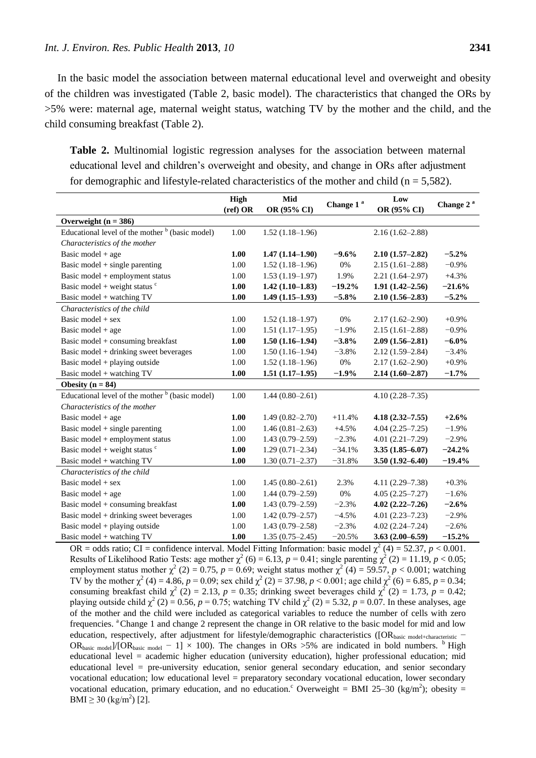In the basic model the association between maternal educational level and overweight and obesity of the children was investigated (Table 2, basic model). The characteristics that changed the ORs by >5% were: maternal age, maternal weight status, watching TV by the mother and the child, and the child consuming breakfast (Table 2).

**Table 2.** Multinomial logistic regression analyses for the association between maternal educational level and children's overweight and obesity, and change in ORs after adjustment for demographic and lifestyle-related characteristics of the mother and child (n = 5,582).

| | High (ref) OR | Mid OR (95% CI) | Change 1 [a] | Low OR (95% CI) | Change 2 [a] |
|---|---|---|---|---|---|
| **Overweight (n = 386)** | | | | | |
| Educational level of the mother [b] (basic model) | 1.00 | 1.52 (1.18–1.96) | | 2.16 (1.62–2.88) | |
| *Characteristics of the mother* | | | | | |
| Basic model + age | **1.00** | **1.47 (1.14–1.90)** | **−9.6%** | **2.10 (1.57–2.82)** | **−5.2%** |
| Basic model + single parenting | 1.00 | 1.52 (1.18–1.96) | 0% | 2.15 (1.61–2.88) | −0.9% |
| Basic model + employment status | 1.00 | 1.53 (1.19–1.97) | 1.9% | 2.21 (1.64–2.97) | +4.3% |
| Basic model + weight status [c] | **1.00** | **1.42 (1.10–1.83)** | **−19.2%** | **1.91 (1.42–2.56)** | **−21.6%** |
| Basic model + watching TV | **1.00** | **1.49 (1.15–1.93)** | **−5.8%** | **2.10 (1.56–2.83)** | **−5.2%** |
| *Characteristics of the child* | | | | | |
| Basic model + sex | 1.00 | 1.52 (1.18–1.97) | 0% | 2.17 (1.62–2.90) | +0.9% |
| Basic model + age | 1.00 | 1.51 (1.17–1.95) | −1.9% | 2.15 (1.61–2.88) | −0.9% |
| Basic model + consuming breakfast | **1.00** | **1.50 (1.16–1.94)** | **−3.8%** | **2.09 (1.56–2.81)** | **−6.0%** |
| Basic model + drinking sweet beverages | 1.00 | 1.50 (1.16–1.94) | −3.8% | 2.12 (1.59–2.84) | −3.4% |
| Basic model + playing outside | 1.00 | 1.52 (1.18–1.96) | 0% | 2.17 (1.62–2.90) | +0.9% |
| Basic model + watching TV | **1.00** | **1.51 (1.17–1.95)** | **−1.9%** | **2.14 (1.60–2.87)** | **−1.7%** |
| **Obesity (n = 84)** | | | | | |
| Educational level of the mother [b] (basic model) | 1.00 | 1.44 (0.80–2.61) | | 4.10 (2.28–7.35) | |
| *Characteristics of the mother* | | | | | |
| Basic model + age | **1.00** | 1.49 (0.82–2.70) | +11.4% | **4.18 (2.32–7.55)** | **+2.6%** |
| Basic model + single parenting | 1.00 | 1.46 (0.81–2.63) | +4.5% | 4.04 (2.25–7.25) | −1.9% |
| Basic model + employment status | 1.00 | 1.43 (0.79–2.59) | −2.3% | 4.01 (2.21–7.29) | −2.9% |
| Basic model + weight status [c] | **1.00** | 1.29 (0.71–2.34) | −34.1% | **3.35 (1.85–6.07)** | **−24.2%** |
| Basic model + watching TV | **1.00** | 1.30 (0.71–2.37) | −31.8% | **3.50 (1.92–6.40)** | **−19.4%** |
| *Characteristics of the child* | | | | | |
| Basic model + sex | 1.00 | 1.45 (0.80–2.61) | 2.3% | 4.11 (2.29–7.38) | +0.3% |
| Basic model + age | 1.00 | 1.44 (0.79–2.59) | 0% | 4.05 (2.25–7.27) | −1.6% |
| Basic model + consuming breakfast | **1.00** | 1.43 (0.79–2.59) | −2.3% | **4.02 (2.22–7.26)** | **−2.6%** |
| Basic model + drinking sweet beverages | 1.00 | 1.42 (0.79–2.57) | −4.5% | 4.01 (2.23–7.23) | −2.9% |
| Basic model + playing outside | 1.00 | 1.43 (0.79–2.58) | −2.3% | 4.02 (2.24–7.24) | −2.6% |
| Basic model + watching TV | **1.00** | 1.35 (0.75–2.45) | −20.5% | **3.63 (2.00–6.59)** | **−15.2%** |

OR = odds ratio; CI = confidence interval. Model Fitting Information: basic model $\chi^2$ (4) = 52.37, $p < 0.001$. Results of Likelihood Ratio Tests: age mother $\chi^2$ (6) = 6.13, $p = 0.41$; single parenting $\chi^2$ (2) = 11.19, $p < 0.05$; employment status mother $\chi^2$ (2) = 0.75, $p = 0.69$; weight status mother $\chi^2$ (4) = 59.57, $p < 0.001$; watching TV by the mother $\chi^2$ (4) = 4.86, $p = 0.09$; sex child $\chi^2$ (2) = 37.98, $p < 0.001$; age child $\chi^2$ (6) = 6.85, $p = 0.34$; consuming breakfast child $\chi^2$ (2) = 2.13, $p = 0.35$; drinking sweet beverages child $\chi^2$ (2) = 1.73, $p = 0.42$; playing outside child $\chi^2$ (2) = 0.56, $p = 0.75$; watching TV child $\chi^2$ (2) = 5.32, $p = 0.07$. In these analyses, age of the mother and the child were included as categorical variables to reduce the number of cells with zero frequencies. [a] Change 1 and change 2 represent the change in OR relative to the basic model for mid and low education, respectively, after adjustment for lifestyle/demographic characteristics ($[OR_{basic\ model+characteristic} - OR_{basic\ model}]/[OR_{basic\ model} - 1] \times 100$). The changes in ORs >5% are indicated in bold numbers. [b] High educational level = academic higher education (university education), higher professional education; mid educational level = pre-university education, senior general secondary education, and senior secondary vocational education; low educational level = preparatory secondary vocational education, lower secondary vocational education, primary education, and no education. [c] Overweight = BMI 25–30 (kg/m$^2$); obesity = BMI ≥ 30 (kg/m$^2$) [2].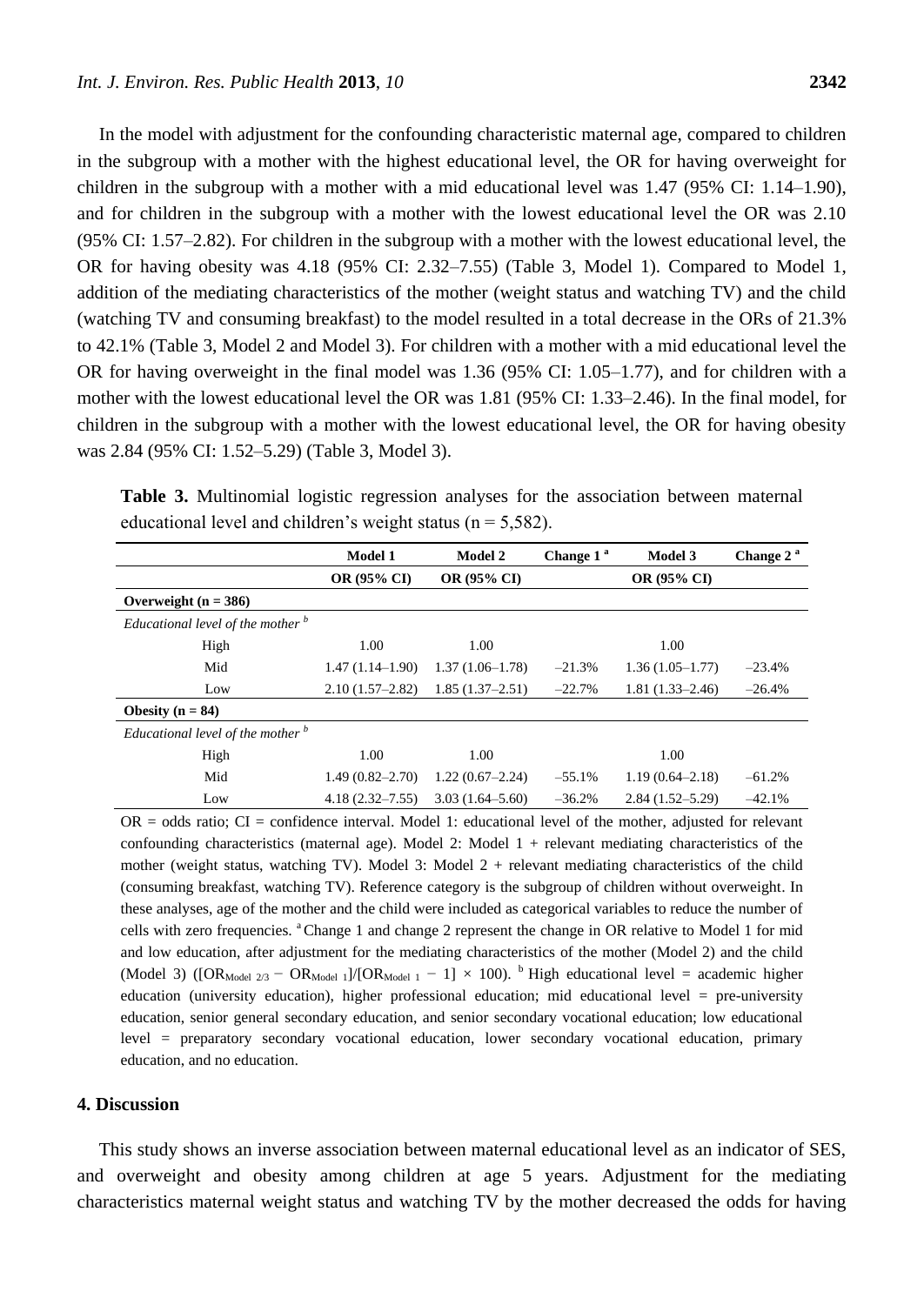In the model with adjustment for the confounding characteristic maternal age, compared to children in the subgroup with a mother with the highest educational level, the OR for having overweight for children in the subgroup with a mother with a mid educational level was 1.47 (95% CI: 1.14–1.90), and for children in the subgroup with a mother with the lowest educational level the OR was 2.10 (95% CI: 1.57–2.82). For children in the subgroup with a mother with the lowest educational level, the OR for having obesity was 4.18 (95% CI: 2.32–7.55) (Table 3, Model 1). Compared to Model 1, addition of the mediating characteristics of the mother (weight status and watching TV) and the child (watching TV and consuming breakfast) to the model resulted in a total decrease in the ORs of 21.3% to 42.1% (Table 3, Model 2 and Model 3). For children with a mother with a mid educational level the OR for having overweight in the final model was 1.36 (95% CI: 1.05–1.77), and for children with a mother with the lowest educational level the OR was 1.81 (95% CI: 1.33–2.46). In the final model, for children in the subgroup with a mother with the lowest educational level, the OR for having obesity was 2.84 (95% CI: 1.52–5.29) (Table 3, Model 3).

**Table 3.** Multinomial logistic regression analyses for the association between maternal educational level and children's weight status (n = 5,582).

| | Model 1 | Model 2 | Change 1 [a] | Model 3 | Change 2 [a] |
|---|---|---|---|---|---|
| | OR (95% CI) | OR (95% CI) | | OR (95% CI) | |
| **Overweight (n = 386)** | | | | | |
| *Educational level of the mother* [b] | | | | | |
| High | 1.00 | 1.00 | | 1.00 | |
| Mid | 1.47 (1.14–1.90) | 1.37 (1.06–1.78) | −21.3% | 1.36 (1.05–1.77) | −23.4% |
| Low | 2.10 (1.57–2.82) | 1.85 (1.37–2.51) | −22.7% | 1.81 (1.33–2.46) | −26.4% |
| **Obesity (n = 84)** | | | | | |
| *Educational level of the mother* [b] | | | | | |
| High | 1.00 | 1.00 | | 1.00 | |
| Mid | 1.49 (0.82–2.70) | 1.22 (0.67–2.24) | −55.1% | 1.19 (0.64–2.18) | −61.2% |
| Low | 4.18 (2.32–7.55) | 3.03 (1.64–5.60) | −36.2% | 2.84 (1.52–5.29) | −42.1% |

OR = odds ratio; CI = confidence interval. Model 1: educational level of the mother, adjusted for relevant confounding characteristics (maternal age). Model 2: Model 1 + relevant mediating characteristics of the mother (weight status, watching TV). Model 3: Model 2 + relevant mediating characteristics of the child (consuming breakfast, watching TV). Reference category is the subgroup of children without overweight. In these analyses, age of the mother and the child were included as categorical variables to reduce the number of cells with zero frequencies. [a] Change 1 and change 2 represent the change in OR relative to Model 1 for mid and low education, after adjustment for the mediating characteristics of the mother (Model 2) and the child (Model 3) ($[OR_{Model\ 2/3} - OR_{Model\ 1}]/[OR_{Model\ 1} - 1] \times 100$). [b] High educational level = academic higher education (university education), higher professional education; mid educational level = pre-university education, senior general secondary education, and senior secondary vocational education; low educational level = preparatory secondary vocational education, lower secondary vocational education, primary education, and no education.

## 4. Discussion

This study shows an inverse association between maternal educational level as an indicator of SES, and overweight and obesity among children at age 5 years. Adjustment for the mediating characteristics maternal weight status and watching TV by the mother decreased the odds for having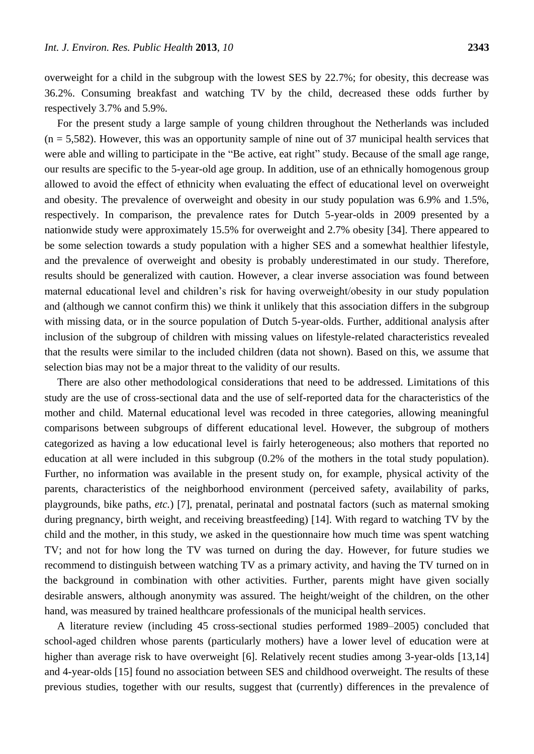overweight for a child in the subgroup with the lowest SES by 22.7%; for obesity, this decrease was 36.2%. Consuming breakfast and watching TV by the child, decreased these odds further by respectively 3.7% and 5.9%.

For the present study a large sample of young children throughout the Netherlands was included (n = 5,582). However, this was an opportunity sample of nine out of 37 municipal health services that were able and willing to participate in the "Be active, eat right" study. Because of the small age range, our results are specific to the 5-year-old age group. In addition, use of an ethnically homogenous group allowed to avoid the effect of ethnicity when evaluating the effect of educational level on overweight and obesity. The prevalence of overweight and obesity in our study population was 6.9% and 1.5%, respectively. In comparison, the prevalence rates for Dutch 5-year-olds in 2009 presented by a nationwide study were approximately 15.5% for overweight and 2.7% obesity [34]. There appeared to be some selection towards a study population with a higher SES and a somewhat healthier lifestyle, and the prevalence of overweight and obesity is probably underestimated in our study. Therefore, results should be generalized with caution. However, a clear inverse association was found between maternal educational level and children's risk for having overweight/obesity in our study population and (although we cannot confirm this) we think it unlikely that this association differs in the subgroup with missing data, or in the source population of Dutch 5-year-olds. Further, additional analysis after inclusion of the subgroup of children with missing values on lifestyle-related characteristics revealed that the results were similar to the included children (data not shown). Based on this, we assume that selection bias may not be a major threat to the validity of our results.

There are also other methodological considerations that need to be addressed. Limitations of this study are the use of cross-sectional data and the use of self-reported data for the characteristics of the mother and child. Maternal educational level was recoded in three categories, allowing meaningful comparisons between subgroups of different educational level. However, the subgroup of mothers categorized as having a low educational level is fairly heterogeneous; also mothers that reported no education at all were included in this subgroup (0.2% of the mothers in the total study population). Further, no information was available in the present study on, for example, physical activity of the parents, characteristics of the neighborhood environment (perceived safety, availability of parks, playgrounds, bike paths, *etc.*) [7], prenatal, perinatal and postnatal factors (such as maternal smoking during pregnancy, birth weight, and receiving breastfeeding) [14]. With regard to watching TV by the child and the mother, in this study, we asked in the questionnaire how much time was spent watching TV; and not for how long the TV was turned on during the day. However, for future studies we recommend to distinguish between watching TV as a primary activity, and having the TV turned on in the background in combination with other activities. Further, parents might have given socially desirable answers, although anonymity was assured. The height/weight of the children, on the other hand, was measured by trained healthcare professionals of the municipal health services.

A literature review (including 45 cross-sectional studies performed 1989–2005) concluded that school-aged children whose parents (particularly mothers) have a lower level of education were at higher than average risk to have overweight [6]. Relatively recent studies among 3-year-olds [13,14] and 4-year-olds [15] found no association between SES and childhood overweight. The results of these previous studies, together with our results, suggest that (currently) differences in the prevalence of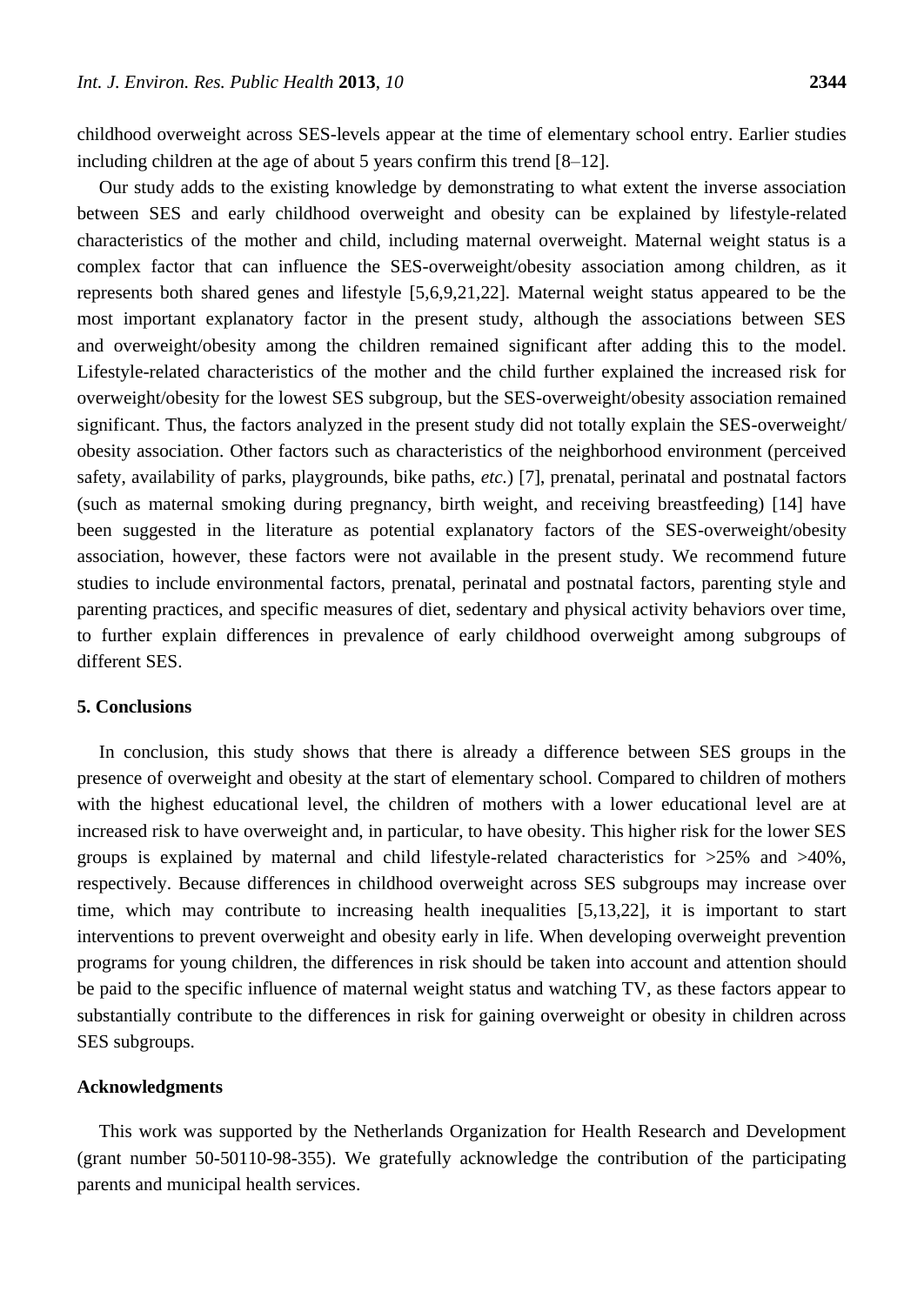childhood overweight across SES-levels appear at the time of elementary school entry. Earlier studies including children at the age of about 5 years confirm this trend [8–12].

Our study adds to the existing knowledge by demonstrating to what extent the inverse association between SES and early childhood overweight and obesity can be explained by lifestyle-related characteristics of the mother and child, including maternal overweight. Maternal weight status is a complex factor that can influence the SES-overweight/obesity association among children, as it represents both shared genes and lifestyle [5,6,9,21,22]. Maternal weight status appeared to be the most important explanatory factor in the present study, although the associations between SES and overweight/obesity among the children remained significant after adding this to the model. Lifestyle-related characteristics of the mother and the child further explained the increased risk for overweight/obesity for the lowest SES subgroup, but the SES-overweight/obesity association remained significant. Thus, the factors analyzed in the present study did not totally explain the SES-overweight/obesity association. Other factors such as characteristics of the neighborhood environment (perceived safety, availability of parks, playgrounds, bike paths, *etc.*) [7], prenatal, perinatal and postnatal factors (such as maternal smoking during pregnancy, birth weight, and receiving breastfeeding) [14] have been suggested in the literature as potential explanatory factors of the SES-overweight/obesity association, however, these factors were not available in the present study. We recommend future studies to include environmental factors, prenatal, perinatal and postnatal factors, parenting style and parenting practices, and specific measures of diet, sedentary and physical activity behaviors over time, to further explain differences in prevalence of early childhood overweight among subgroups of different SES.

## 5. Conclusions

In conclusion, this study shows that there is already a difference between SES groups in the presence of overweight and obesity at the start of elementary school. Compared to children of mothers with the highest educational level, the children of mothers with a lower educational level are at increased risk to have overweight and, in particular, to have obesity. This higher risk for the lower SES groups is explained by maternal and child lifestyle-related characteristics for >25% and >40%, respectively. Because differences in childhood overweight across SES subgroups may increase over time, which may contribute to increasing health inequalities [5,13,22], it is important to start interventions to prevent overweight and obesity early in life. When developing overweight prevention programs for young children, the differences in risk should be taken into account and attention should be paid to the specific influence of maternal weight status and watching TV, as these factors appear to substantially contribute to the differences in risk for gaining overweight or obesity in children across SES subgroups.

## Acknowledgments

This work was supported by the Netherlands Organization for Health Research and Development (grant number 50-50110-98-355). We gratefully acknowledge the contribution of the participating parents and municipal health services.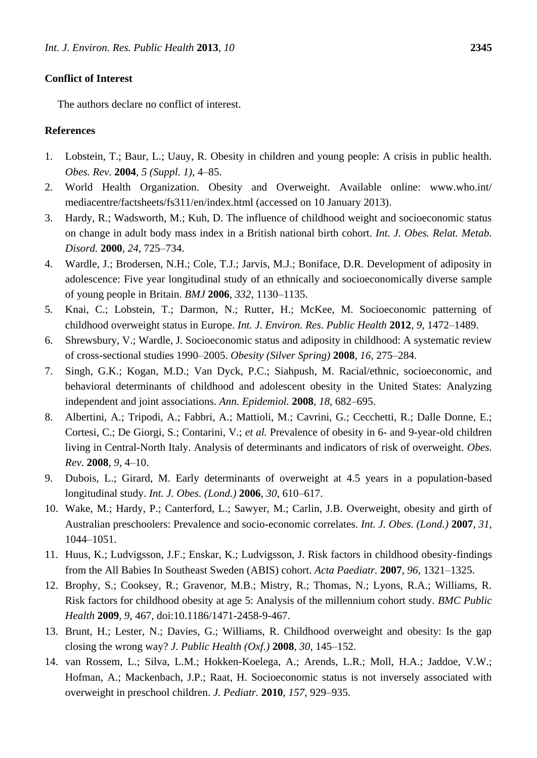## Conflict of Interest

The authors declare no conflict of interest.

## References

1. Lobstein, T.; Baur, L.; Uauy, R. Obesity in children and young people: A crisis in public health. *Obes. Rev.* **2004**, *5 (Suppl. 1)*, 4–85.
2. World Health Organization. Obesity and Overweight. Available online: www.who.int/mediacentre/factsheets/fs311/en/index.html (accessed on 10 January 2013).
3. Hardy, R.; Wadsworth, M.; Kuh, D. The influence of childhood weight and socioeconomic status on change in adult body mass index in a British national birth cohort. *Int. J. Obes. Relat. Metab. Disord.* **2000**, *24*, 725–734.
4. Wardle, J.; Brodersen, N.H.; Cole, T.J.; Jarvis, M.J.; Boniface, D.R. Development of adiposity in adolescence: Five year longitudinal study of an ethnically and socioeconomically diverse sample of young people in Britain. *BMJ* **2006**, *332*, 1130–1135.
5. Knai, C.; Lobstein, T.; Darmon, N.; Rutter, H.; McKee, M. Socioeconomic patterning of childhood overweight status in Europe. *Int. J. Environ. Res. Public Health* **2012**, *9*, 1472–1489.
6. Shrewsbury, V.; Wardle, J. Socioeconomic status and adiposity in childhood: A systematic review of cross-sectional studies 1990–2005. *Obesity (Silver Spring)* **2008**, *16*, 275–284.
7. Singh, G.K.; Kogan, M.D.; Van Dyck, P.C.; Siahpush, M. Racial/ethnic, socioeconomic, and behavioral determinants of childhood and adolescent obesity in the United States: Analyzing independent and joint associations. *Ann. Epidemiol.* **2008**, *18*, 682–695.
8. Albertini, A.; Tripodi, A.; Fabbri, A.; Mattioli, M.; Cavrini, G.; Cecchetti, R.; Dalle Donne, E.; Cortesi, C.; De Giorgi, S.; Contarini, V.; *et al.* Prevalence of obesity in 6- and 9-year-old children living in Central-North Italy. Analysis of determinants and indicators of risk of overweight. *Obes. Rev.* **2008**, *9*, 4–10.
9. Dubois, L.; Girard, M. Early determinants of overweight at 4.5 years in a population-based longitudinal study. *Int. J. Obes. (Lond.)* **2006**, *30*, 610–617.
10. Wake, M.; Hardy, P.; Canterford, L.; Sawyer, M.; Carlin, J.B. Overweight, obesity and girth of Australian preschoolers: Prevalence and socio-economic correlates. *Int. J. Obes. (Lond.)* **2007**, *31*, 1044–1051.
11. Huus, K.; Ludvigsson, J.F.; Enskar, K.; Ludvigsson, J. Risk factors in childhood obesity-findings from the All Babies In Southeast Sweden (ABIS) cohort. *Acta Paediatr.* **2007**, *96*, 1321–1325.
12. Brophy, S.; Cooksey, R.; Gravenor, M.B.; Mistry, R.; Thomas, N.; Lyons, R.A.; Williams, R. Risk factors for childhood obesity at age 5: Analysis of the millennium cohort study. *BMC Public Health* **2009**, *9*, 467, doi:10.1186/1471-2458-9-467.
13. Brunt, H.; Lester, N.; Davies, G.; Williams, R. Childhood overweight and obesity: Is the gap closing the wrong way? *J. Public Health (Oxf.)* **2008**, *30*, 145–152.
14. van Rossem, L.; Silva, L.M.; Hokken-Koelega, A.; Arends, L.R.; Moll, H.A.; Jaddoe, V.W.; Hofman, A.; Mackenbach, J.P.; Raat, H. Socioeconomic status is not inversely associated with overweight in preschool children. *J. Pediatr.* **2010**, *157*, 929–935.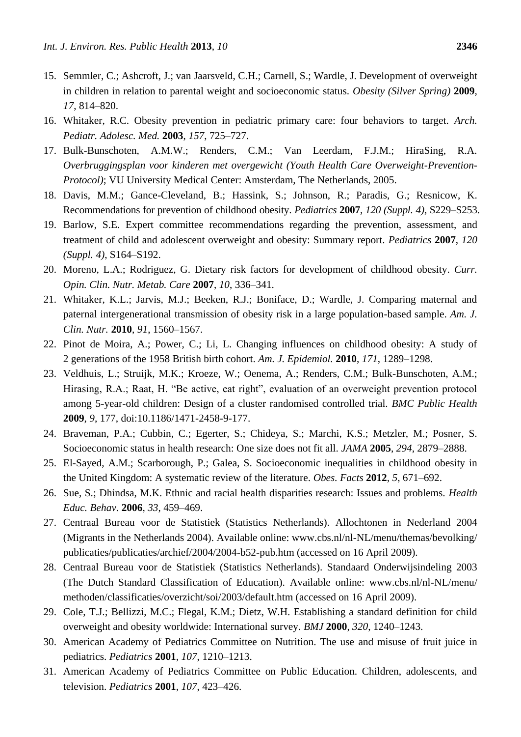15. Semmler, C.; Ashcroft, J.; van Jaarsveld, C.H.; Carnell, S.; Wardle, J. Development of overweight in children in relation to parental weight and socioeconomic status. *Obesity (Silver Spring)* **2009**, *17*, 814–820.
16. Whitaker, R.C. Obesity prevention in pediatric primary care: four behaviors to target. *Arch. Pediatr. Adolesc. Med.* **2003**, *157*, 725–727.
17. Bulk-Bunschoten, A.M.W.; Renders, C.M.; Van Leerdam, F.J.M.; HiraSing, R.A. *Overbruggingsplan voor kinderen met overgewicht (Youth Health Care Overweight-Prevention-Protocol)*; VU University Medical Center: Amsterdam, The Netherlands, 2005.
18. Davis, M.M.; Gance-Cleveland, B.; Hassink, S.; Johnson, R.; Paradis, G.; Resnicow, K. Recommendations for prevention of childhood obesity. *Pediatrics* **2007**, *120 (Suppl. 4)*, S229–S253.
19. Barlow, S.E. Expert committee recommendations regarding the prevention, assessment, and treatment of child and adolescent overweight and obesity: Summary report. *Pediatrics* **2007**, *120 (Suppl. 4)*, S164–S192.
20. Moreno, L.A.; Rodriguez, G. Dietary risk factors for development of childhood obesity. *Curr. Opin. Clin. Nutr. Metab. Care* **2007**, *10*, 336–341.
21. Whitaker, K.L.; Jarvis, M.J.; Beeken, R.J.; Boniface, D.; Wardle, J. Comparing maternal and paternal intergenerational transmission of obesity risk in a large population-based sample. *Am. J. Clin. Nutr.* **2010**, *91*, 1560–1567.
22. Pinot de Moira, A.; Power, C.; Li, L. Changing influences on childhood obesity: A study of 2 generations of the 1958 British birth cohort. *Am. J. Epidemiol.* **2010**, *171*, 1289–1298.
23. Veldhuis, L.; Struijk, M.K.; Kroeze, W.; Oenema, A.; Renders, C.M.; Bulk-Bunschoten, A.M.; Hirasing, R.A.; Raat, H. "Be active, eat right", evaluation of an overweight prevention protocol among 5-year-old children: Design of a cluster randomised controlled trial. *BMC Public Health* **2009**, *9*, 177, doi:10.1186/1471-2458-9-177.
24. Braveman, P.A.; Cubbin, C.; Egerter, S.; Chideya, S.; Marchi, K.S.; Metzler, M.; Posner, S. Socioeconomic status in health research: One size does not fit all. *JAMA* **2005**, *294*, 2879–2888.
25. El-Sayed, A.M.; Scarborough, P.; Galea, S. Socioeconomic inequalities in childhood obesity in the United Kingdom: A systematic review of the literature. *Obes. Facts* **2012**, *5*, 671–692.
26. Sue, S.; Dhindsa, M.K. Ethnic and racial health disparities research: Issues and problems. *Health Educ. Behav.* **2006**, *33*, 459–469.
27. Centraal Bureau voor de Statistiek (Statistics Netherlands). Allochtonen in Nederland 2004 (Migrants in the Netherlands 2004). Available online: www.cbs.nl/nl-NL/menu/themas/bevolking/publicaties/publicaties/archief/2004/2004-b52-pub.htm (accessed on 16 April 2009).
28. Centraal Bureau voor de Statistiek (Statistics Netherlands). Standaard Onderwijsindeling 2003 (The Dutch Standard Classification of Education). Available online: www.cbs.nl/nl-NL/menu/methoden/classificaties/overzicht/soi/2003/default.htm (accessed on 16 April 2009).
29. Cole, T.J.; Bellizzi, M.C.; Flegal, K.M.; Dietz, W.H. Establishing a standard definition for child overweight and obesity worldwide: International survey. *BMJ* **2000**, *320*, 1240–1243.
30. American Academy of Pediatrics Committee on Nutrition. The use and misuse of fruit juice in pediatrics. *Pediatrics* **2001**, *107*, 1210–1213.
31. American Academy of Pediatrics Committee on Public Education. Children, adolescents, and television. *Pediatrics* **2001**, *107*, 423–426.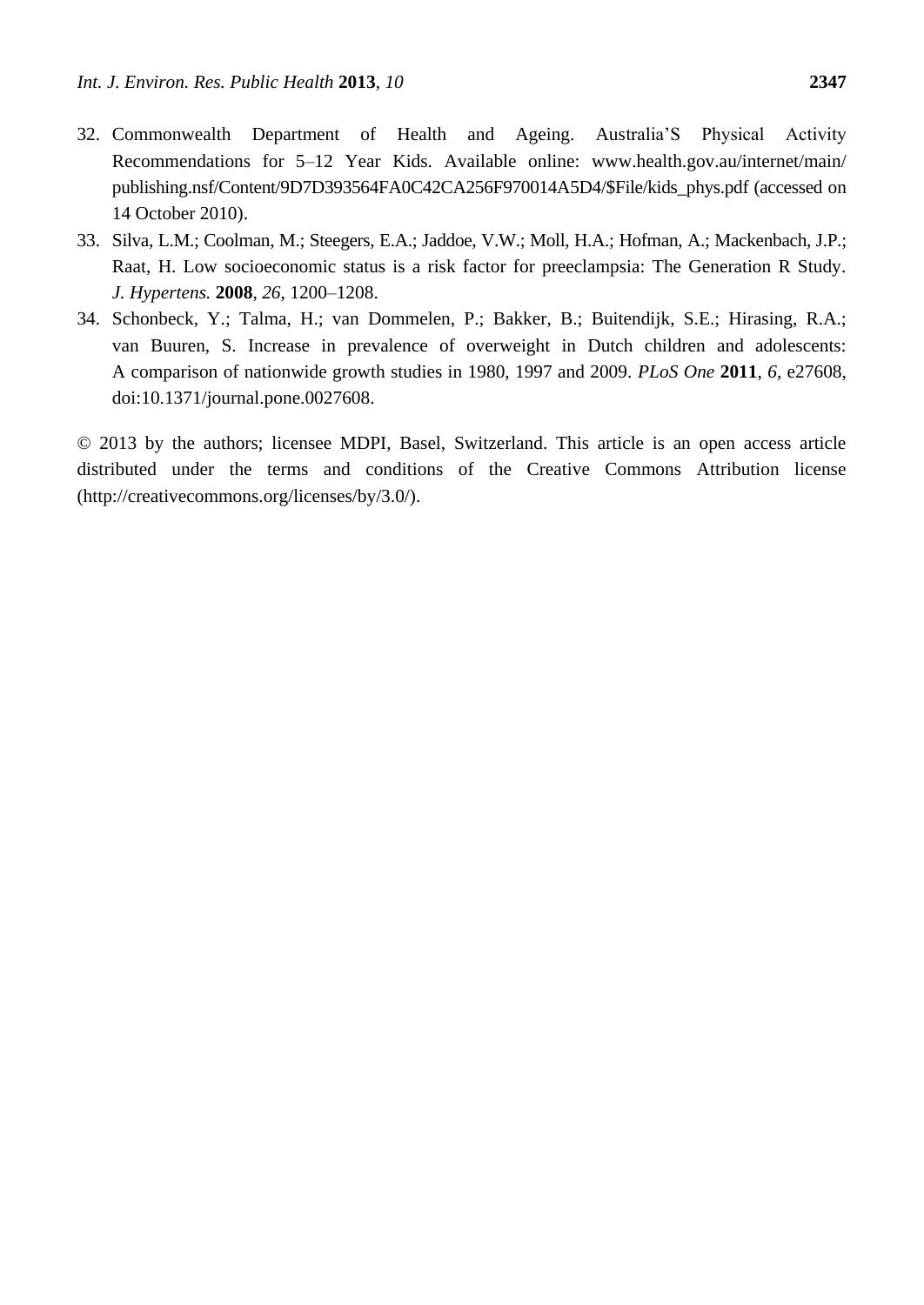32. Commonwealth Department of Health and Ageing. Australia'S Physical Activity Recommendations for 5–12 Year Kids. Available online: www.health.gov.au/internet/main/publishing.nsf/Content/9D7D393564FA0C42CA256F970014A5D4/$File/kids_phys.pdf (accessed on 14 October 2010).
33. Silva, L.M.; Coolman, M.; Steegers, E.A.; Jaddoe, V.W.; Moll, H.A.; Hofman, A.; Mackenbach, J.P.; Raat, H. Low socioeconomic status is a risk factor for preeclampsia: The Generation R Study. *J. Hypertens.* **2008**, *26*, 1200–1208.
34. Schonbeck, Y.; Talma, H.; van Dommelen, P.; Bakker, B.; Buitendijk, S.E.; Hirasing, R.A.; van Buuren, S. Increase in prevalence of overweight in Dutch children and adolescents: A comparison of nationwide growth studies in 1980, 1997 and 2009. *PLoS One* **2011**, *6*, e27608, doi:10.1371/journal.pone.0027608.

© 2013 by the authors; licensee MDPI, Basel, Switzerland. This article is an open access article distributed under the terms and conditions of the Creative Commons Attribution license (http://creativecommons.org/licenses/by/3.0/).